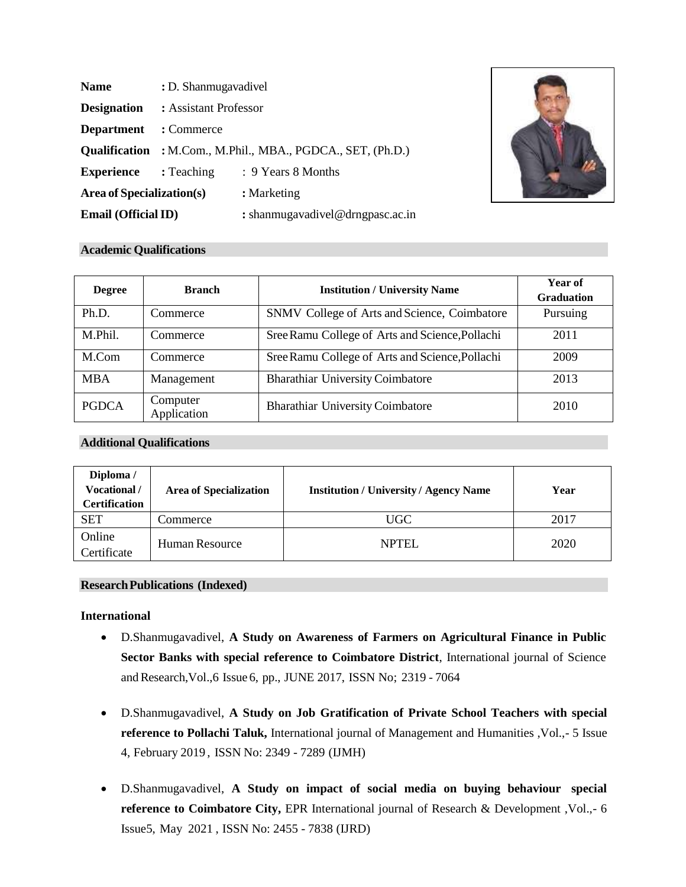**Name** : D. Shanmugavadivel

**Designation** : Assistant Professor

**Department** : Commerce

**Qualification** : M.Com., M.Phil., MBA., PGDCA., SET, (Ph.D.)

**Experience** : Teaching : 9 Years 8 Months

**Area of Specialization(s)** : Marketing

**Email (Official ID)** : shanmugavadivel@drngpasc.ac.in

## Academic Qualifications

| Degree | Branch | Institution / University Name | Year of Graduation |
|---|---|---|---|
| Ph.D. | Commerce | SNMV College of Arts and Science, Coimbatore | Pursuing |
| M.Phil. | Commerce | Sree Ramu College of Arts and Science, Pollachi | 2011 |
| M.Com | Commerce | Sree Ramu College of Arts and Science, Pollachi | 2009 |
| MBA | Management | Bharathiar University Coimbatore | 2013 |
| PGDCA | Computer Application | Bharathiar University Coimbatore | 2010 |

## Additional Qualifications

| Diploma / Vocational / Certification | Area of Specialization | Institution / University / Agency Name | Year |
|---|---|---|---|
| SET | Commerce | UGC | 2017 |
| Online Certificate | Human Resource | NPTEL | 2020 |

## Research Publications (Indexed)

### International

- D.Shanmugavadivel, **A Study on Awareness of Farmers on Agricultural Finance in Public Sector Banks with special reference to Coimbatore District**, International journal of Science and Research, Vol.,6 Issue 6, pp., JUNE 2017, ISSN No; 2319 - 7064
- D.Shanmugavadivel, **A Study on Job Gratification of Private School Teachers with special reference to Pollachi Taluk,** International journal of Management and Humanities ,Vol.,- 5 Issue 4, February 2019 , ISSN No: 2349 - 7289 (IJMH)
- D.Shanmugavadivel, **A Study on impact of social media on buying behaviour special reference to Coimbatore City,** EPR International journal of Research & Development ,Vol.,- 6 Issue5, May 2021 , ISSN No: 2455 - 7838 (IJRD)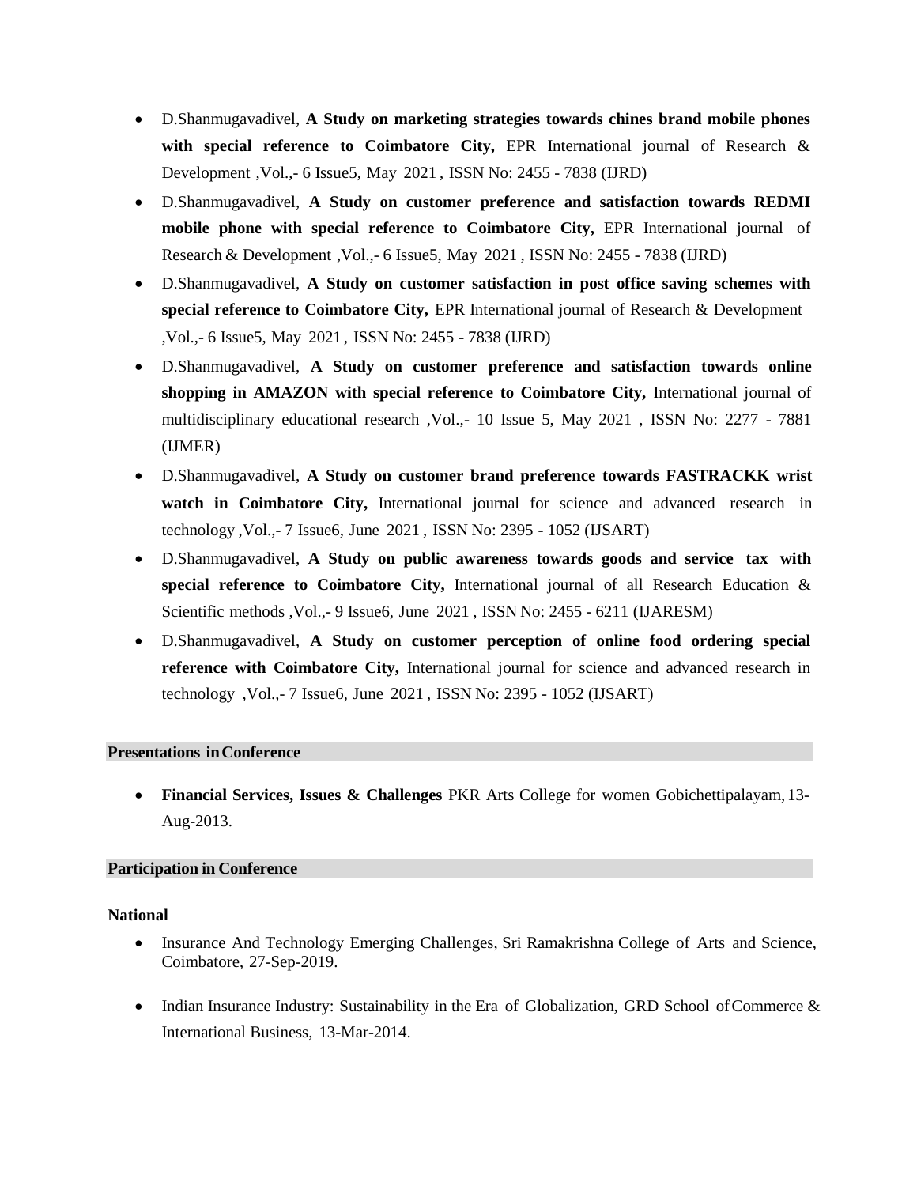- D.Shanmugavadivel, **A Study on marketing strategies towards chines brand mobile phones with special reference to Coimbatore City,** EPR International journal of Research & Development ,Vol.,- 6 Issue5, May 2021 , ISSN No: 2455 - 7838 (IJRD)
- D.Shanmugavadivel, **A Study on customer preference and satisfaction towards REDMI mobile phone with special reference to Coimbatore City,** EPR International journal of Research & Development ,Vol.,- 6 Issue5, May 2021 , ISSN No: 2455 - 7838 (IJRD)
- D.Shanmugavadivel, **A Study on customer satisfaction in post office saving schemes with special reference to Coimbatore City,** EPR International journal of Research & Development ,Vol.,- 6 Issue5, May 2021 , ISSN No: 2455 - 7838 (IJRD)
- D.Shanmugavadivel, **A Study on customer preference and satisfaction towards online shopping in AMAZON with special reference to Coimbatore City,** International journal of multidisciplinary educational research ,Vol.,- 10 Issue 5, May 2021 , ISSN No: 2277 - 7881 (IJMER)
- D.Shanmugavadivel, **A Study on customer brand preference towards FASTRACKK wrist watch in Coimbatore City,** International journal for science and advanced research in technology ,Vol.,- 7 Issue6, June 2021 , ISSN No: 2395 - 1052 (IJSART)
- D.Shanmugavadivel, **A Study on public awareness towards goods and service tax with special reference to Coimbatore City,** International journal of all Research Education & Scientific methods ,Vol.,- 9 Issue6, June 2021 , ISSN No: 2455 - 6211 (IJARESM)
- D.Shanmugavadivel, **A Study on customer perception of online food ordering special reference with Coimbatore City,** International journal for science and advanced research in technology ,Vol.,- 7 Issue6, June 2021 , ISSN No: 2395 - 1052 (IJSART)

## Presentations in Conference

- **Financial Services, Issues & Challenges** PKR Arts College for women Gobichettipalayam, 13-Aug-2013.

## Participation in Conference

### National

- Insurance And Technology Emerging Challenges, Sri Ramakrishna College of Arts and Science, Coimbatore, 27-Sep-2019.
- Indian Insurance Industry: Sustainability in the Era of Globalization, GRD School of Commerce & International Business, 13-Mar-2014.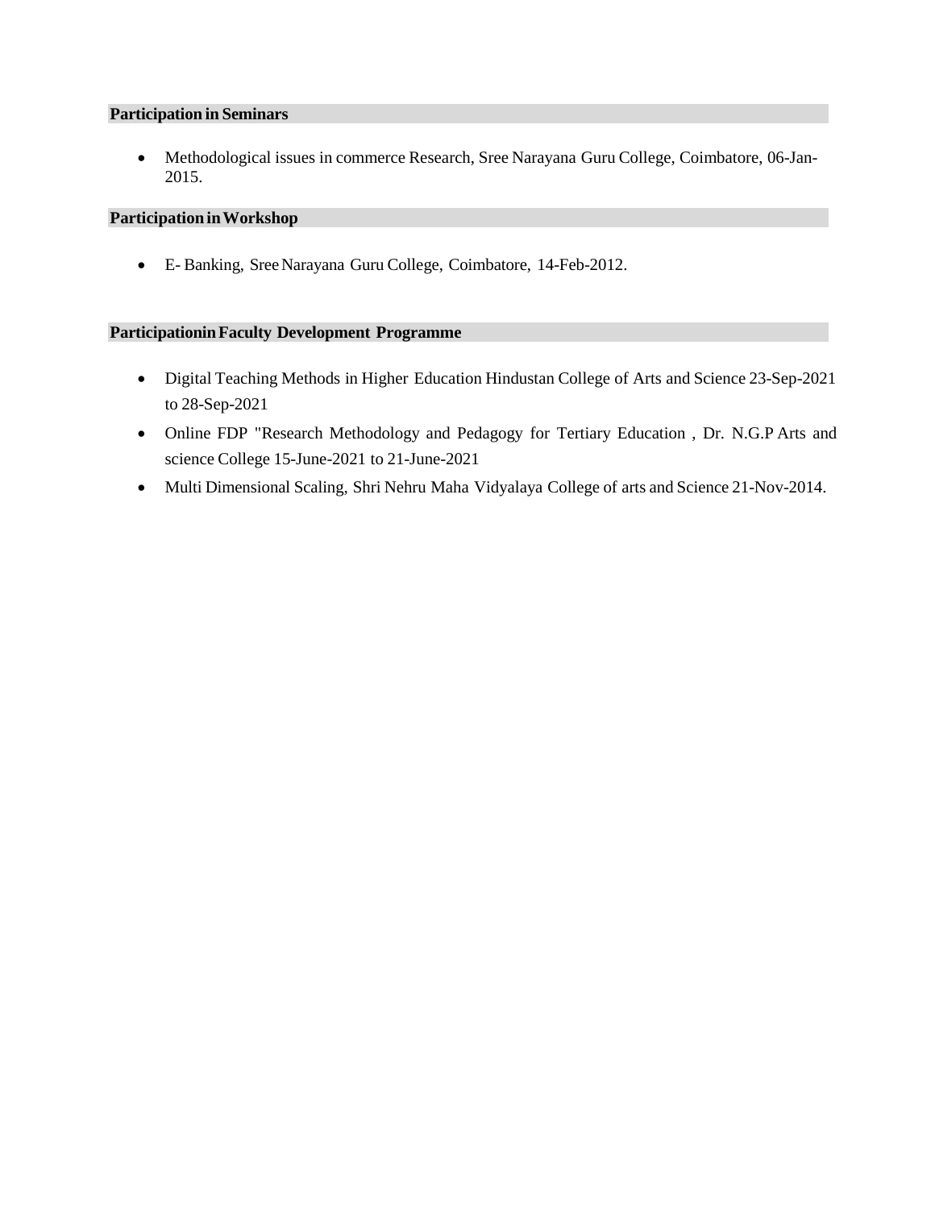**Participation in Seminars**

- Methodological issues in commerce Research, Sree Narayana Guru College, Coimbatore, 06-Jan-2015.

**Participation in Workshop**

- E- Banking, Sree Narayana Guru College, Coimbatore, 14-Feb-2012.

**Participationin Faculty Development Programme**

- Digital Teaching Methods in Higher Education Hindustan College of Arts and Science 23-Sep-2021 to 28-Sep-2021
- Online FDP "Research Methodology and Pedagogy for Tertiary Education , Dr. N.G.P Arts and science College 15-June-2021 to 21-June-2021
- Multi Dimensional Scaling, Shri Nehru Maha Vidyalaya College of arts and Science 21-Nov-2014.